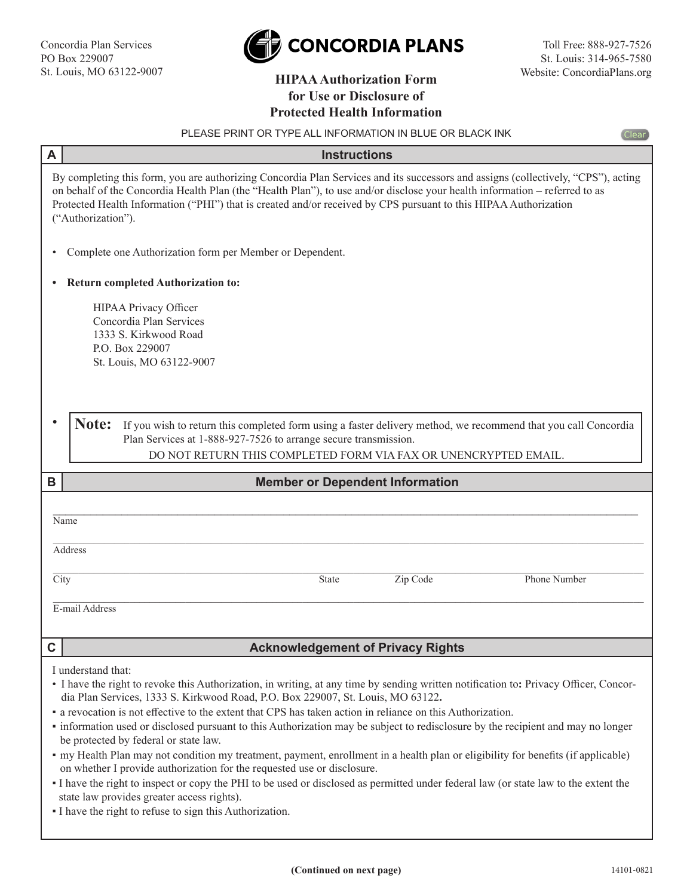Concordia Plan Services
PO Box 229007
St. Louis, MO 63122-9007

**CONCORDIA PLANS**

Toll Free: 888-927-7526
St. Louis: 314-965-7580
Website: ConcordiaPlans.org

# HIPAA Authorization Form for Use or Disclosure of Protected Health Information

PLEASE PRINT OR TYPE ALL INFORMATION IN BLUE OR BLACK INK

Clear

## A Instructions

By completing this form, you are authorizing Concordia Plan Services and its successors and assigns (collectively, "CPS"), acting on behalf of the Concordia Health Plan (the "Health Plan"), to use and/or disclose your health information – referred to as Protected Health Information ("PHI") that is created and/or received by CPS pursuant to this HIPAA Authorization ("Authorization").

- Complete one Authorization form per Member or Dependent.
- **Return completed Authorization to:**

  HIPAA Privacy Officer
  Concordia Plan Services
  1333 S. Kirkwood Road
  P.O. Box 229007
  St. Louis, MO 63122-9007

- **Note:** If you wish to return this completed form using a faster delivery method, we recommend that you call Concordia Plan Services at 1-888-927-7526 to arrange secure transmission.
  DO NOT RETURN THIS COMPLETED FORM VIA FAX OR UNENCRYPTED EMAIL.

## B Member or Dependent Information

Name: ______________________________

Address: ______________________________

City: ____________ State: ____________ Zip Code: ____________ Phone Number: ____________

E-mail Address: ______________________________

## C Acknowledgement of Privacy Rights

I understand that:

- I have the right to revoke this Authorization, in writing, at any time by sending written notification to**:** Privacy Officer, Concordia Plan Services, 1333 S. Kirkwood Road, P.O. Box 229007, St. Louis, MO 63122**.**
- a revocation is not effective to the extent that CPS has taken action in reliance on this Authorization.
- information used or disclosed pursuant to this Authorization may be subject to redisclosure by the recipient and may no longer be protected by federal or state law.
- my Health Plan may not condition my treatment, payment, enrollment in a health plan or eligibility for benefits (if applicable) on whether I provide authorization for the requested use or disclosure.
- I have the right to inspect or copy the PHI to be used or disclosed as permitted under federal law (or state law to the extent the state law provides greater access rights).
- I have the right to refuse to sign this Authorization.

**(Continued on next page)**

14101-0821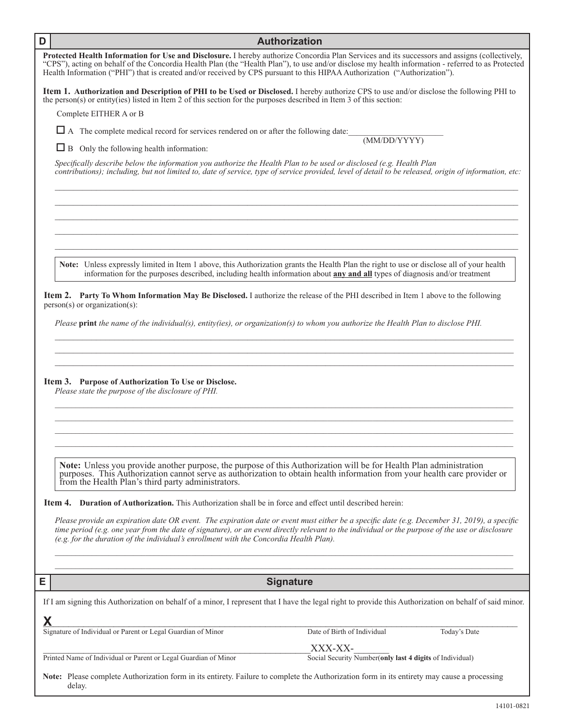## D Authorization

**Protected Health Information for Use and Disclosure.** I hereby authorize Concordia Plan Services and its successors and assigns (collectively, "CPS"), acting on behalf of the Concordia Health Plan (the "Health Plan"), to use and/or disclose my health information - referred to as Protected Health Information ("PHI") that is created and/or received by CPS pursuant to this HIPAA Authorization ("Authorization").

**Item 1. Authorization and Description of PHI to be Used or Disclosed.** I hereby authorize CPS to use and/or disclose the following PHI to the person(s) or entity(ies) listed in Item 2 of this section for the purposes described in Item 3 of this section:

Complete EITHER A or B

☐ A The complete medical record for services rendered on or after the following date: ____________________ (MM/DD/YYYY)

☐ B Only the following health information:

*Specifically describe below the information you authorize the Health Plan to be used or disclosed (e.g. Health Plan contributions); including, but not limited to, date of service, type of service provided, level of detail to be released, origin of information, etc:*

______________________________________________________________________

______________________________________________________________________

______________________________________________________________________

______________________________________________________________________

______________________________________________________________________

**Note:** Unless expressly limited in Item 1 above, this Authorization grants the Health Plan the right to use or disclose all of your health information for the purposes described, including health information about **any and all** types of diagnosis and/or treatment

**Item 2. Party To Whom Information May Be Disclosed.** I authorize the release of the PHI described in Item 1 above to the following person(s) or organization(s):

*Please* **print** *the name of the individual(s), entity(ies), or organization(s) to whom you authorize the Health Plan to disclose PHI.*

______________________________________________________________________

______________________________________________________________________

______________________________________________________________________

**Item 3. Purpose of Authorization To Use or Disclose.**

*Please state the purpose of the disclosure of PHI.*

______________________________________________________________________

______________________________________________________________________

______________________________________________________________________

______________________________________________________________________

**Note:** Unless you provide another purpose, the purpose of this Authorization will be for Health Plan administration purposes. This Authorization cannot serve as authorization to obtain health information from your health care provider or from the Health Plan's third party administrators.

**Item 4. Duration of Authorization.** This Authorization shall be in force and effect until described herein:

*Please provide an expiration date OR event. The expiration date or event must either be a specific date (e.g. December 31, 2019), a specific time period (e.g. one year from the date of signature), or an event directly relevant to the individual or the purpose of the use or disclosure (e.g. for the duration of the individual's enrollment with the Concordia Health Plan).*

______________________________________________________________________

______________________________________________________________________

## E Signature

If I am signing this Authorization on behalf of a minor, I represent that I have the legal right to provide this Authorization on behalf of said minor.

**X**______________________________________________________________________

Signature of Individual or Parent or Legal Guardian of Minor | Date of Birth of Individual | Today's Date

______________________________________________ XXX-XX-________

Printed Name of Individual or Parent or Legal Guardian of Minor | Social Security Number(**only last 4 digits** of Individual)

**Note:** Please complete Authorization form in its entirety. Failure to complete the Authorization form in its entirety may cause a processing delay.

14101-0821